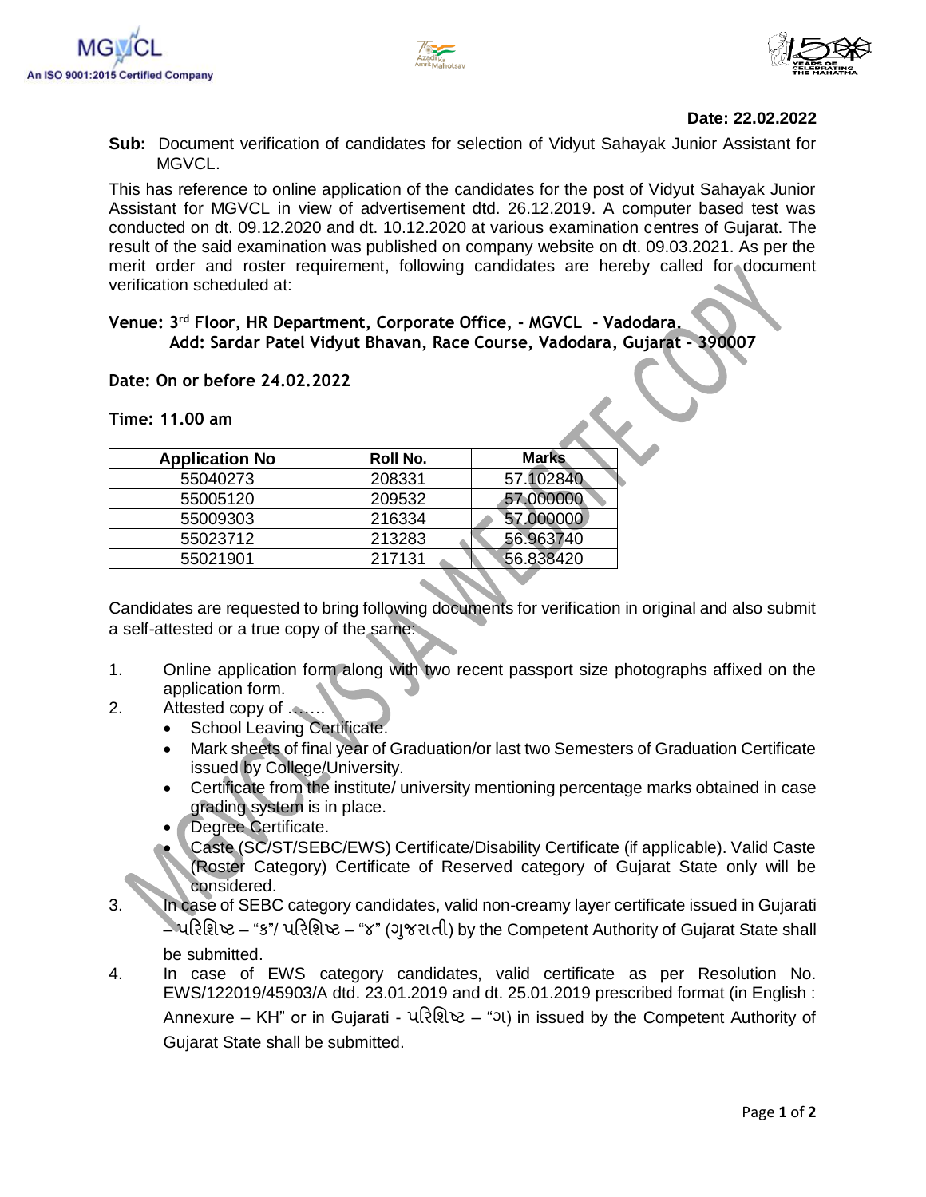**Date: 22.02.2022**

**Sub:** Document verification of candidates for selection of Vidyut Sahayak Junior Assistant for MGVCL.

This has reference to online application of the candidates for the post of Vidyut Sahayak Junior Assistant for MGVCL in view of advertisement dtd. 26.12.2019. A computer based test was conducted on dt. 09.12.2020 and dt. 10.12.2020 at various examination centres of Gujarat. The result of the said examination was published on company website on dt. 09.03.2021. As per the merit order and roster requirement, following candidates are hereby called for document verification scheduled at:

**Venue: 3rd Floor, HR Department, Corporate Office, - MGVCL - Vadodara.**
**Add: Sardar Patel Vidyut Bhavan, Race Course, Vadodara, Gujarat - 390007**

**Date: On or before 24.02.2022**

**Time: 11.00 am**

| Application No | Roll No. | Marks |
|---|---|---|
| 55040273 | 208331 | 57.102840 |
| 55005120 | 209532 | 57.000000 |
| 55009303 | 216334 | 57.000000 |
| 55023712 | 213283 | 56.963740 |
| 55021901 | 217131 | 56.838420 |

Candidates are requested to bring following documents for verification in original and also submit a self-attested or a true copy of the same:

1. Online application form along with two recent passport size photographs affixed on the application form.
2. Attested copy of ……
   - School Leaving Certificate.
   - Mark sheets of final year of Graduation/or last two Semesters of Graduation Certificate issued by College/University.
   - Certificate from the institute/ university mentioning percentage marks obtained in case grading system is in place.
   - Degree Certificate.
   - Caste (SC/ST/SEBC/EWS) Certificate/Disability Certificate (if applicable). Valid Caste (Roster Category) Certificate of Reserved category of Gujarat State only will be considered.
3. In case of SEBC category candidates, valid non-creamy layer certificate issued in Gujarati – પરિશિષ્ટ – "ક"/ પરિશિષ્ટ – "૪" (ગુજરાતી) by the Competent Authority of Gujarat State shall be submitted.
4. In case of EWS category candidates, valid certificate as per Resolution No. EWS/122019/45903/A dtd. 23.01.2019 and dt. 25.01.2019 prescribed format (in English : Annexure – KH" or in Gujarati - પરિશિષ્ટ – "ગ) in issued by the Competent Authority of Gujarat State shall be submitted.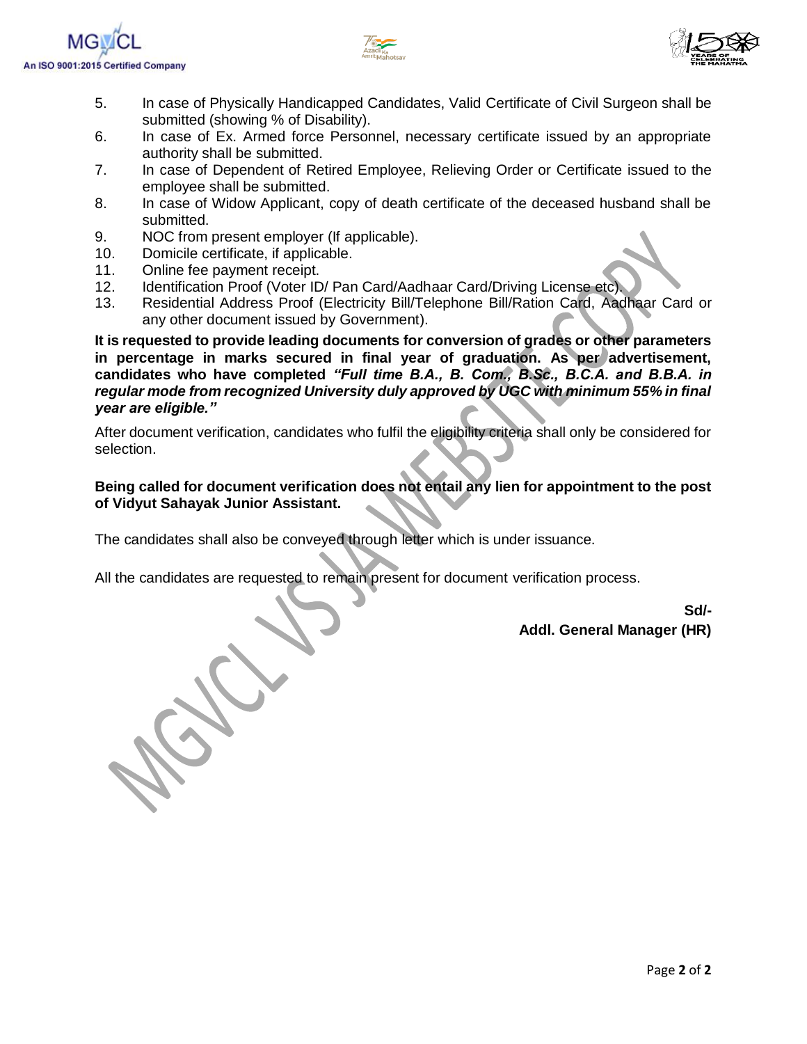5. In case of Physically Handicapped Candidates, Valid Certificate of Civil Surgeon shall be submitted (showing % of Disability).
6. In case of Ex. Armed force Personnel, necessary certificate issued by an appropriate authority shall be submitted.
7. In case of Dependent of Retired Employee, Relieving Order or Certificate issued to the employee shall be submitted.
8. In case of Widow Applicant, copy of death certificate of the deceased husband shall be submitted.
9. NOC from present employer (If applicable).
10. Domicile certificate, if applicable.
11. Online fee payment receipt.
12. Identification Proof (Voter ID/ Pan Card/Aadhaar Card/Driving License etc).
13. Residential Address Proof (Electricity Bill/Telephone Bill/Ration Card, Aadhaar Card or any other document issued by Government).

**It is requested to provide leading documents for conversion of grades or other parameters in percentage in marks secured in final year of graduation. As per advertisement, candidates who have completed *"Full time B.A., B. Com., B.Sc., B.C.A. and B.B.A. in regular mode from recognized University duly approved by UGC with minimum 55% in final year are eligible."***

After document verification, candidates who fulfil the eligibility criteria shall only be considered for selection.

**Being called for document verification does not entail any lien for appointment to the post of Vidyut Sahayak Junior Assistant.**

The candidates shall also be conveyed through letter which is under issuance.

All the candidates are requested to remain present for document verification process.

**Sd/-**
**Addl. General Manager (HR)**